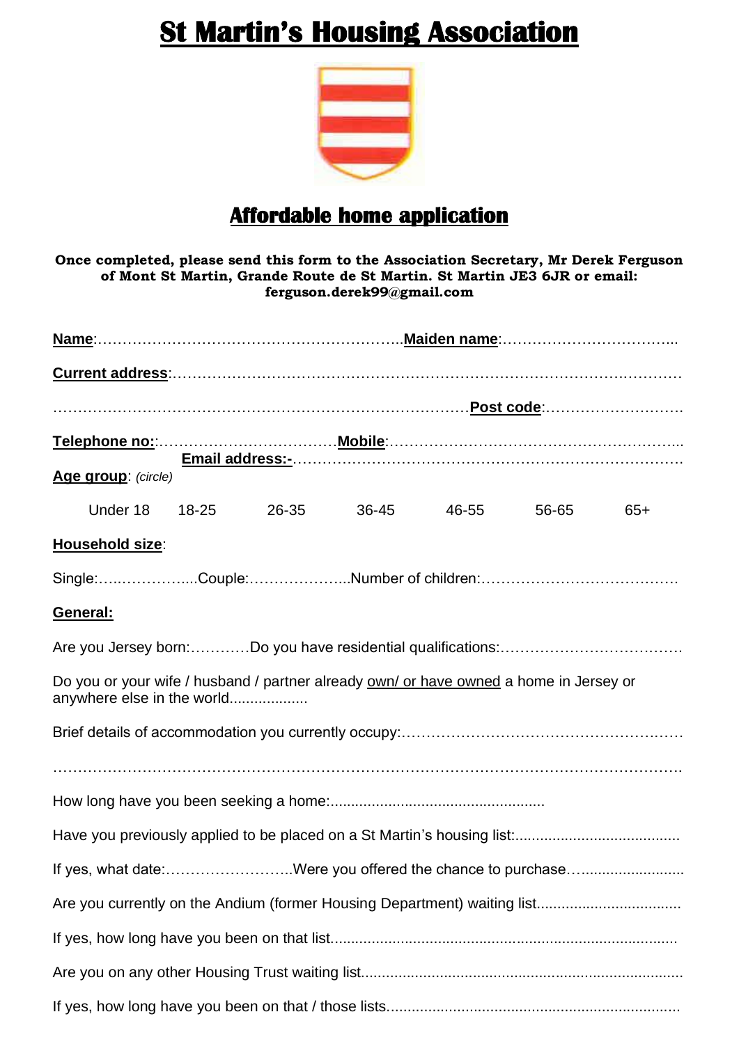# St Martin's Housing Association

## Affordable home application

**Once completed, please send this form to the Association Secretary, Mr Derek Ferguson of Mont St Martin, Grande Route de St Martin. St Martin JE3 6JR or email: ferguson.derek99@gmail.com**

**Name**:……………………………………………………..**Maiden name**:……………………………...

**Current address**:……………………………………………………………………………………………

……………………………………………………………………………**Post code**:……………………….

**Telephone no:**:………………………………**Mobile**:…………………………………………………...

**Email address:-**……………………………………………………………………….

**Age group**: *(circle)*

Under 18 18-25 26-35 36-45 46-55 56-65 65+

**Household size**:

Single:…..……………....Couple:………………...Number of children:…………………………………

**General:**

Are you Jersey born:…………Do you have residential qualifications:………………………………

Do you or your wife / husband / partner already own/ or have owned a home in Jersey or anywhere else in the world..................

Brief details of accommodation you currently occupy:…………………………………………………

…………………………………………………………………………………………………………….

How long have you been seeking a home:....................................................

Have you previously applied to be placed on a St Martin's housing list:.......................................

If yes, what date:……………………..Were you offered the chance to purchase….........................

Are you currently on the Andium (former Housing Department) waiting list..................................

If yes, how long have you been on that list...................................................................................

Are you on any other Housing Trust waiting list.............................................................................

If yes, how long have you been on that / those lists.....................................................................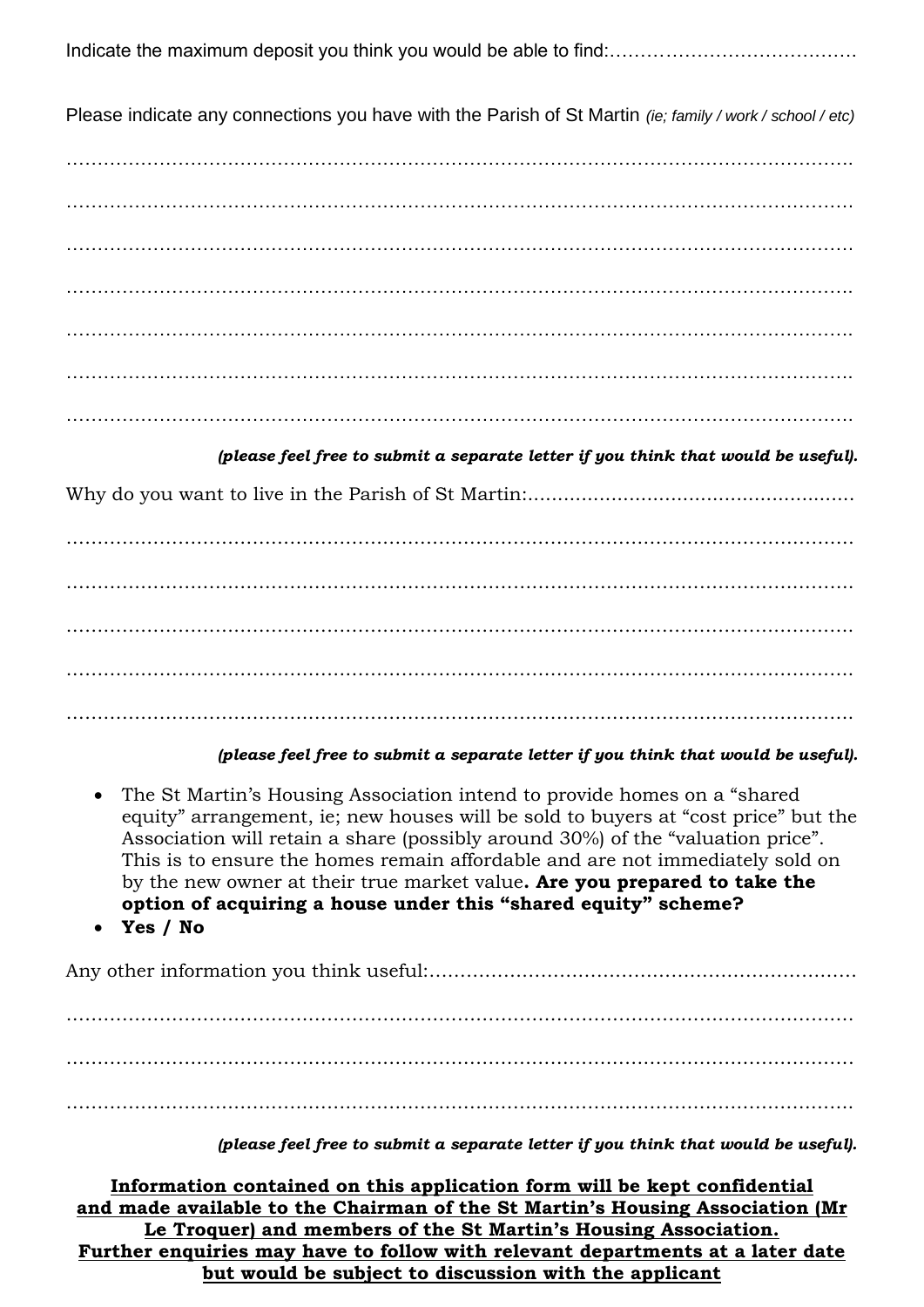Indicate the maximum deposit you think you would be able to find:……………………………………

Please indicate any connections you have with the Parish of St Martin *(ie; family / work / school / etc)*

……………………………………………………………………………………………………………

……………………………………………………………………………………………………………

……………………………………………………………………………………………………………

……………………………………………………………………………………………………………

……………………………………………………………………………………………………………

……………………………………………………………………………………………………………

……………………………………………………………………………………………………………

***(please feel free to submit a separate letter if you think that would be useful).***

Why do you want to live in the Parish of St Martin:......................................................

……………………………………………………………………………………………………………

……………………………………………………………………………………………………………

……………………………………………………………………………………………………………

……………………………………………………………………………………………………………

……………………………………………………………………………………………………………

***(please feel free to submit a separate letter if you think that would be useful).***

- The St Martin's Housing Association intend to provide homes on a "shared equity" arrangement, ie; new houses will be sold to buyers at "cost price" but the Association will retain a share (possibly around 30%) of the "valuation price". This is to ensure the homes remain affordable and are not immediately sold on by the new owner at their true market value**. Are you prepared to take the option of acquiring a house under this "shared equity" scheme?**
- **Yes / No**

Any other information you think useful:.....................................................................

……………………………………………………………………………………………………………

……………………………………………………………………………………………………………

……………………………………………………………………………………………………………

***(please feel free to submit a separate letter if you think that would be useful).***

**Information contained on this application form will be kept confidential and made available to the Chairman of the St Martin's Housing Association (Mr Le Troquer) and members of the St Martin's Housing Association. Further enquiries may have to follow with relevant departments at a later date but would be subject to discussion with the applicant**